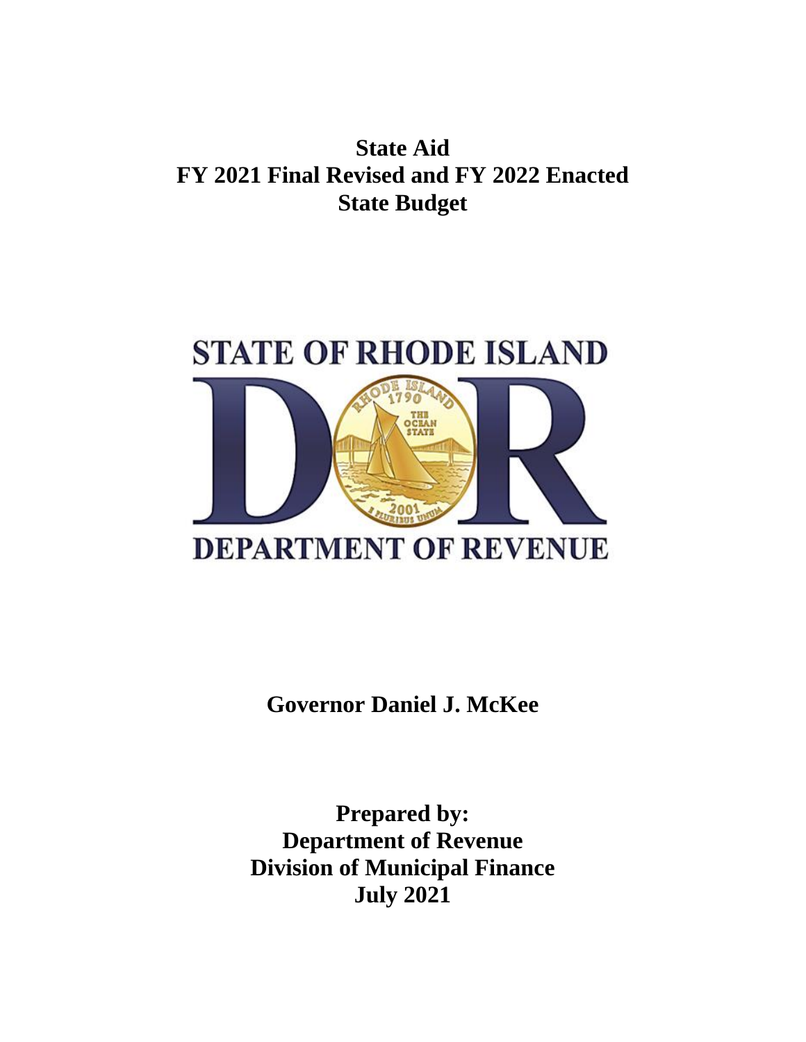# State Aid
# FY 2021 Final Revised and FY 2022 Enacted
# State Budget

STATE OF RHODE ISLAND

DEPARTMENT OF REVENUE

**Governor Daniel J. McKee**

**Prepared by:**
**Department of Revenue**
**Division of Municipal Finance**
**July 2021**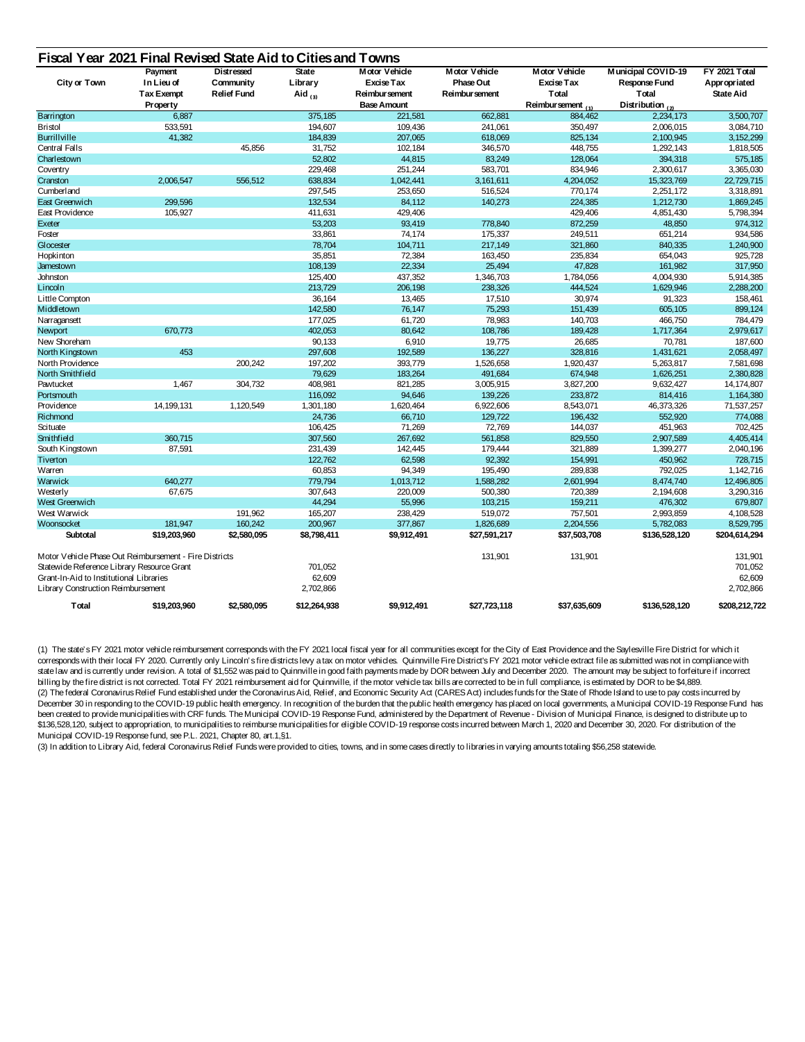## Fiscal Year 2021 Final Revised State Aid to Cities and Towns

| City or Town | Payment In Lieu of Tax Exempt Property | Distressed Community Relief Fund | State Library Aid (3) | Motor Vehicle Excise Tax Reimbursement Base Amount | Motor Vehicle Phase Out Reimbursement | Motor Vehicle Excise Tax Total Reimbursement (1) | Municipal COVID-19 Response Fund Total Distribution (2) | FY 2021 Total Appropriated State Aid |
|---|---|---|---|---|---|---|---|---|
| Barrington | 6,887 | | 375,185 | 221,581 | 662,881 | 884,462 | 2,234,173 | 3,500,707 |
| Bristol | 533,591 | | 194,607 | 109,436 | 241,061 | 350,497 | 2,006,015 | 3,084,710 |
| Burrillville | 41,382 | | 184,839 | 207,065 | 618,069 | 825,134 | 2,100,945 | 3,152,299 |
| Central Falls | | 45,856 | 31,752 | 102,184 | 346,570 | 448,755 | 1,292,143 | 1,818,505 |
| Charlestown | | | 52,802 | 44,815 | 83,249 | 128,064 | 394,318 | 575,185 |
| Coventry | | | 229,468 | 251,244 | 583,701 | 834,946 | 2,300,617 | 3,365,030 |
| Cranston | 2,006,547 | 556,512 | 638,834 | 1,042,441 | 3,161,611 | 4,204,052 | 15,323,769 | 22,729,715 |
| Cumberland | | | 297,545 | 253,650 | 516,524 | 770,174 | 2,251,172 | 3,318,891 |
| East Greenwich | 299,596 | | 132,534 | 84,112 | 140,273 | 224,385 | 1,212,730 | 1,869,245 |
| East Providence | 105,927 | | 411,631 | 429,406 | | 429,406 | 4,851,430 | 5,798,394 |
| Exeter | | | 53,203 | 93,419 | 778,840 | 872,259 | 48,850 | 974,312 |
| Foster | | | 33,861 | 74,174 | 175,337 | 249,511 | 651,214 | 934,586 |
| Glocester | | | 78,704 | 104,711 | 217,149 | 321,860 | 840,335 | 1,240,900 |
| Hopkinton | | | 35,851 | 72,384 | 163,450 | 235,834 | 654,043 | 925,728 |
| Jamestown | | | 108,139 | 22,334 | 25,494 | 47,828 | 161,982 | 317,950 |
| Johnston | | | 125,400 | 437,352 | 1,346,703 | 1,784,056 | 4,004,930 | 5,914,385 |
| Lincoln | | | 213,729 | 206,198 | 238,326 | 444,524 | 1,629,946 | 2,288,200 |
| Little Compton | | | 36,164 | 13,465 | 17,510 | 30,974 | 91,323 | 158,461 |
| Middletown | | | 142,580 | 76,147 | 75,293 | 151,439 | 605,105 | 899,124 |
| Narragansett | | | 177,025 | 61,720 | 78,983 | 140,703 | 466,750 | 784,479 |
| Newport | 670,773 | | 402,053 | 80,642 | 108,786 | 189,428 | 1,717,364 | 2,979,617 |
| New Shoreham | | | 90,133 | 6,910 | 19,775 | 26,685 | 70,781 | 187,600 |
| North Kingstown | 453 | | 297,608 | 192,589 | 136,227 | 328,816 | 1,431,621 | 2,058,497 |
| North Providence | | 200,242 | 197,202 | 393,779 | 1,526,658 | 1,920,437 | 5,263,817 | 7,581,698 |
| North Smithfield | | | 79,629 | 183,264 | 491,684 | 674,948 | 1,626,251 | 2,380,828 |
| Pawtucket | 1,467 | 304,732 | 408,981 | 821,285 | 3,005,915 | 3,827,200 | 9,632,427 | 14,174,807 |
| Portsmouth | | | 116,092 | 94,646 | 139,226 | 233,872 | 814,416 | 1,164,380 |
| Providence | 14,199,131 | 1,120,549 | 1,301,180 | 1,620,464 | 6,922,606 | 8,543,071 | 46,373,326 | 71,537,257 |
| Richmond | | | 24,736 | 66,710 | 129,722 | 196,432 | 552,920 | 774,088 |
| Scituate | | | 106,425 | 71,269 | 72,769 | 144,037 | 451,963 | 702,425 |
| Smithfield | 360,715 | | 307,560 | 267,692 | 561,858 | 829,550 | 2,907,589 | 4,405,414 |
| South Kingstown | 87,591 | | 231,439 | 142,445 | 179,444 | 321,889 | 1,399,277 | 2,040,196 |
| Tiverton | | | 122,762 | 62,598 | 92,392 | 154,991 | 450,962 | 728,715 |
| Warren | | | 60,853 | 94,349 | 195,490 | 289,838 | 792,025 | 1,142,716 |
| Warwick | 640,277 | | 779,794 | 1,013,712 | 1,588,282 | 2,601,994 | 8,474,740 | 12,496,805 |
| Westerly | 67,675 | | 307,643 | 220,009 | 500,380 | 720,389 | 2,194,608 | 3,290,316 |
| West Greenwich | | | 44,294 | 55,996 | 103,215 | 159,211 | 476,302 | 679,807 |
| West Warwick | | 191,962 | 165,207 | 238,429 | 519,072 | 757,501 | 2,993,859 | 4,108,528 |
| Woonsocket | 181,947 | 160,242 | 200,967 | 377,867 | 1,826,689 | 2,204,556 | 5,782,083 | 8,529,795 |
| **Subtotal** | **$19,203,960** | **$2,580,095** | **$8,798,411** | **$9,912,491** | **$27,591,217** | **$37,503,708** | **$136,528,120** | **$204,614,294** |
| Motor Vehicle Phase Out Reimbursement - Fire Districts | | | | | 131,901 | 131,901 | | 131,901 |
| Statewide Reference Library Resource Grant | | | 701,052 | | | | | 701,052 |
| Grant-In-Aid to Institutional Libraries | | | 62,609 | | | | | 62,609 |
| Library Construction Reimbursement | | | 2,702,866 | | | | | 2,702,866 |
| **Total** | **$19,203,960** | **$2,580,095** | **$12,264,938** | **$9,912,491** | **$27,723,118** | **$37,635,609** | **$136,528,120** | **$208,212,722** |

(1) The state's FY 2021 motor vehicle reimbursement corresponds with the FY 2021 local fiscal year for all communities except for the City of East Providence and the Saylesville Fire District for which it corresponds with their local FY 2020. Currently only Lincoln's fire districts levy a tax on motor vehicles. Quinnville Fire District's FY 2021 motor vehicle extract file as submitted was not in compliance with state law and is currently under revision. A total of $1,552 was paid to Quinnville in good faith payments made by DOR between July and December 2020. The amount may be subject to forfeiture if incorrect billing by the fire district is not corrected. Total FY 2021 reimbursement aid for Quinnville, if the motor vehicle tax bills are corrected to be in full compliance, is estimated by DOR to be $4,889.

(2) The federal Coronavirus Relief Fund established under the Coronavirus Aid, Relief, and Economic Security Act (CARES Act) includes funds for the State of Rhode Island to use to pay costs incurred by December 30 in responding to the COVID-19 public health emergency. In recognition of the burden that the public health emergency has placed on local governments, a Municipal COVID-19 Response Fund has been created to provide municipalities with CRF funds. The Municipal COVID-19 Response Fund, administered by the Department of Revenue - Division of Municipal Finance, is designed to distribute up to $136,528,120, subject to appropriation, to municipalities to reimburse municipalities for eligible COVID-19 response costs incurred between March 1, 2020 and December 30, 2020. For distribution of the Municipal COVID-19 Response fund, see P.L. 2021, Chapter 80, art.1,§1.

(3) In addition to Library Aid, federal Coronavirus Relief Funds were provided to cities, towns, and in some cases directly to libraries in varying amounts totaling $56,258 statewide.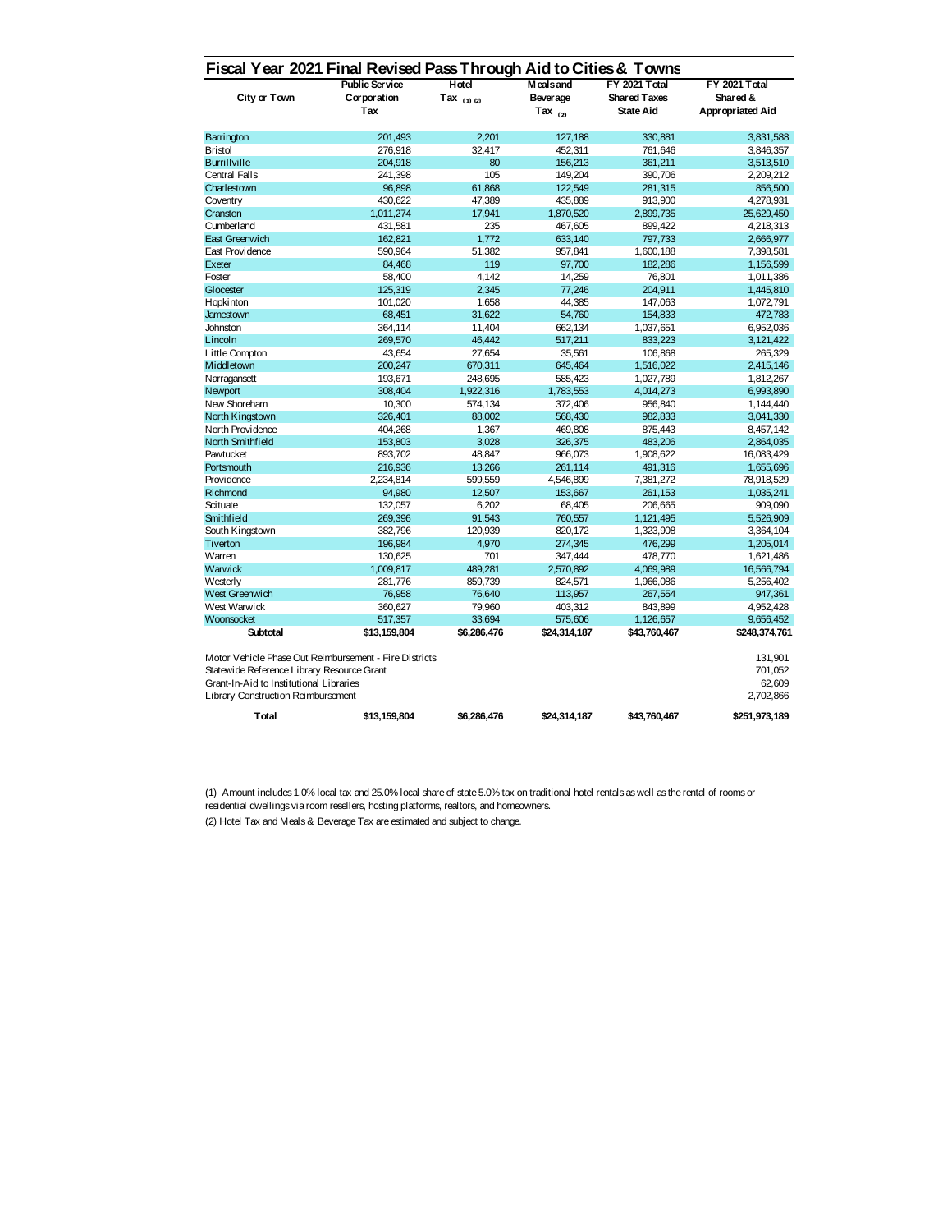# Fiscal Year 2021 Final Revised Pass Through Aid to Cities & Towns

| City or Town | Public Service Corporation Tax | Hotel Tax (1) (2) | Meals and Beverage Tax (2) | FY 2021 Total Shared Taxes State Aid | FY 2021 Total Shared & Appropriated Aid |
|---|---|---|---|---|---|
| Barrington | 201,493 | 2,201 | 127,188 | 330,881 | 3,831,588 |
| Bristol | 276,918 | 32,417 | 452,311 | 761,646 | 3,846,357 |
| Burrillville | 204,918 | 80 | 156,213 | 361,211 | 3,513,510 |
| Central Falls | 241,398 | 105 | 149,204 | 390,706 | 2,209,212 |
| Charlestown | 96,898 | 61,868 | 122,549 | 281,315 | 856,500 |
| Coventry | 430,622 | 47,389 | 435,889 | 913,900 | 4,278,931 |
| Cranston | 1,011,274 | 17,941 | 1,870,520 | 2,899,735 | 25,629,450 |
| Cumberland | 431,581 | 235 | 467,605 | 899,422 | 4,218,313 |
| East Greenwich | 162,821 | 1,772 | 633,140 | 797,733 | 2,666,977 |
| East Providence | 590,964 | 51,382 | 957,841 | 1,600,188 | 7,398,581 |
| Exeter | 84,468 | 119 | 97,700 | 182,286 | 1,156,599 |
| Foster | 58,400 | 4,142 | 14,259 | 76,801 | 1,011,386 |
| Glocester | 125,319 | 2,345 | 77,246 | 204,911 | 1,445,810 |
| Hopkinton | 101,020 | 1,658 | 44,385 | 147,063 | 1,072,791 |
| Jamestown | 68,451 | 31,622 | 54,760 | 154,833 | 472,783 |
| Johnston | 364,114 | 11,404 | 662,134 | 1,037,651 | 6,952,036 |
| Lincoln | 269,570 | 46,442 | 517,211 | 833,223 | 3,121,422 |
| Little Compton | 43,654 | 27,654 | 35,561 | 106,868 | 265,329 |
| Middletown | 200,247 | 670,311 | 645,464 | 1,516,022 | 2,415,146 |
| Narragansett | 193,671 | 248,695 | 585,423 | 1,027,789 | 1,812,267 |
| Newport | 308,404 | 1,922,316 | 1,783,553 | 4,014,273 | 6,993,890 |
| New Shoreham | 10,300 | 574,134 | 372,406 | 956,840 | 1,144,440 |
| North Kingstown | 326,401 | 88,002 | 568,430 | 982,833 | 3,041,330 |
| North Providence | 404,268 | 1,367 | 469,808 | 875,443 | 8,457,142 |
| North Smithfield | 153,803 | 3,028 | 326,375 | 483,206 | 2,864,035 |
| Pawtucket | 893,702 | 48,847 | 966,073 | 1,908,622 | 16,083,429 |
| Portsmouth | 216,936 | 13,266 | 261,114 | 491,316 | 1,655,696 |
| Providence | 2,234,814 | 599,559 | 4,546,899 | 7,381,272 | 78,918,529 |
| Richmond | 94,980 | 12,507 | 153,667 | 261,153 | 1,035,241 |
| Scituate | 132,057 | 6,202 | 68,405 | 206,665 | 909,090 |
| Smithfield | 269,396 | 91,543 | 760,557 | 1,121,495 | 5,526,909 |
| South Kingstown | 382,796 | 120,939 | 820,172 | 1,323,908 | 3,364,104 |
| Tiverton | 196,984 | 4,970 | 274,345 | 476,299 | 1,205,014 |
| Warren | 130,625 | 701 | 347,444 | 478,770 | 1,621,486 |
| Warwick | 1,009,817 | 489,281 | 2,570,892 | 4,069,989 | 16,566,794 |
| Westerly | 281,776 | 859,739 | 824,571 | 1,966,086 | 5,256,402 |
| West Greenwich | 76,958 | 76,640 | 113,957 | 267,554 | 947,361 |
| West Warwick | 360,627 | 79,960 | 403,312 | 843,899 | 4,952,428 |
| Woonsocket | 517,357 | 33,694 | 575,606 | 1,126,657 | 9,656,452 |
| **Subtotal** | **$13,159,804** | **$6,286,476** | **$24,314,187** | **$43,760,467** | **$248,374,761** |
| Motor Vehicle Phase Out Reimbursement - Fire Districts | | | | | 131,901 |
| Statewide Reference Library Resource Grant | | | | | 701,052 |
| Grant-In-Aid to Institutional Libraries | | | | | 62,609 |
| Library Construction Reimbursement | | | | | 2,702,866 |
| **Total** | **$13,159,804** | **$6,286,476** | **$24,314,187** | **$43,760,467** | **$251,973,189** |

(1) Amount includes 1.0% local tax and 25.0% local share of state 5.0% tax on traditional hotel rentals as well as the rental of rooms or residential dwellings via room resellers, hosting platforms, realtors, and homeowners.

(2) Hotel Tax and Meals & Beverage Tax are estimated and subject to change.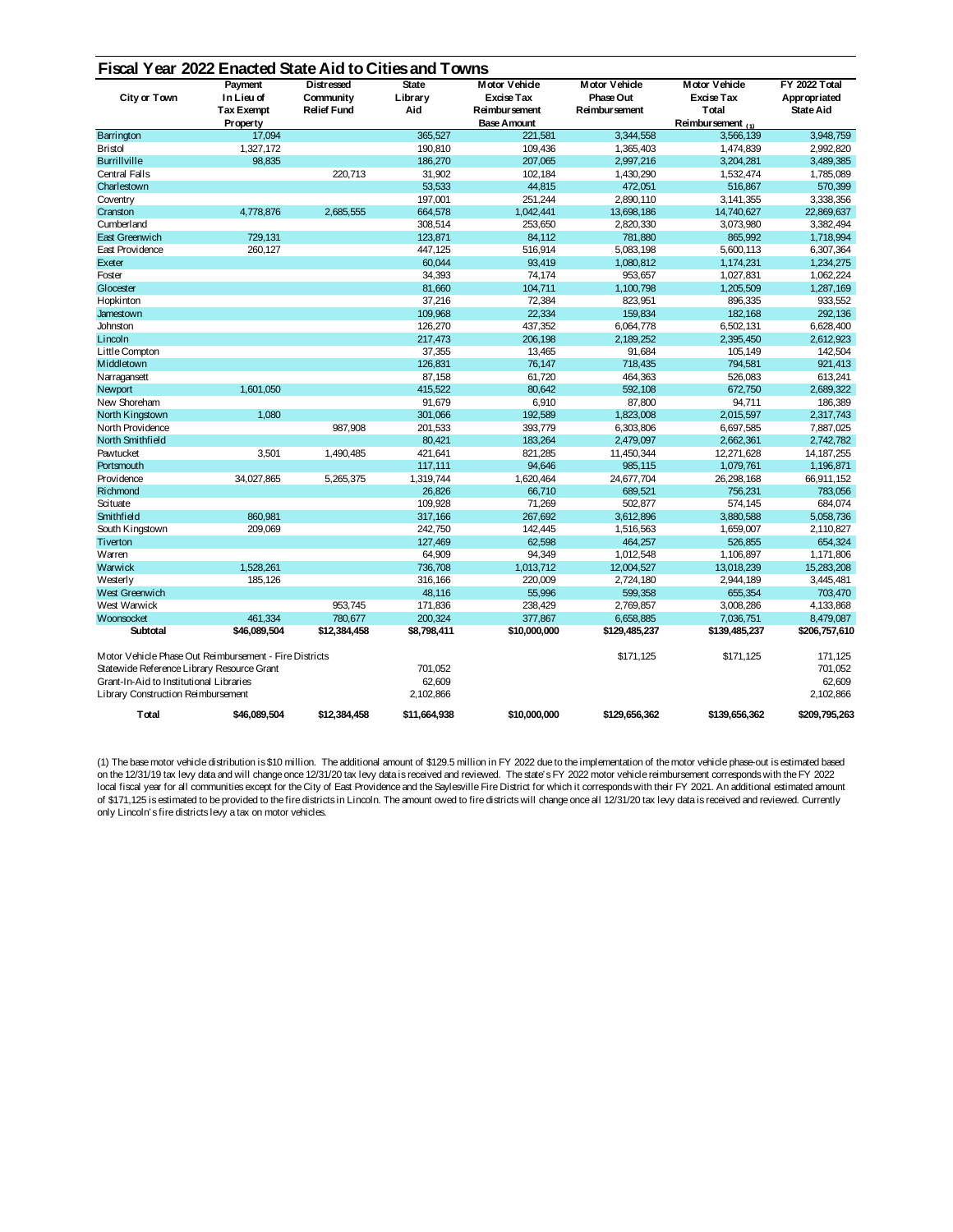## Fiscal Year 2022 Enacted State Aid to Cities and Towns

| City or Town | Payment In Lieu of Tax Exempt Property | Distressed Community Relief Fund | State Library Aid | Motor Vehicle Excise Tax Reimbursement Base Amount | Motor Vehicle Phase Out Reimbursement | Motor Vehicle Excise Tax Total Reimbursement (1) | FY 2022 Total Appropriated State Aid |
|---|---|---|---|---|---|---|---|
| Barrington | 17,094 | | 365,527 | 221,581 | 3,344,558 | 3,566,139 | 3,948,759 |
| Bristol | 1,327,172 | | 190,810 | 109,436 | 1,365,403 | 1,474,839 | 2,992,820 |
| Burrillville | 98,835 | | 186,270 | 207,065 | 2,997,216 | 3,204,281 | 3,489,385 |
| Central Falls | | 220,713 | 31,902 | 102,184 | 1,430,290 | 1,532,474 | 1,785,089 |
| Charlestown | | | 53,533 | 44,815 | 472,051 | 516,867 | 570,399 |
| Coventry | | | 197,001 | 251,244 | 2,890,110 | 3,141,355 | 3,338,356 |
| Cranston | 4,778,876 | 2,685,555 | 664,578 | 1,042,441 | 13,698,186 | 14,740,627 | 22,869,637 |
| Cumberland | | | 308,514 | 253,650 | 2,820,330 | 3,073,980 | 3,382,494 |
| East Greenwich | 729,131 | | 123,871 | 84,112 | 781,880 | 865,992 | 1,718,994 |
| East Providence | 260,127 | | 447,125 | 516,914 | 5,083,198 | 5,600,113 | 6,307,364 |
| Exeter | | | 60,044 | 93,419 | 1,080,812 | 1,174,231 | 1,234,275 |
| Foster | | | 34,393 | 74,174 | 953,657 | 1,027,831 | 1,062,224 |
| Glocester | | | 81,660 | 104,711 | 1,100,798 | 1,205,509 | 1,287,169 |
| Hopkinton | | | 37,216 | 72,384 | 823,951 | 896,335 | 933,552 |
| Jamestown | | | 109,968 | 22,334 | 159,834 | 182,168 | 292,136 |
| Johnston | | | 126,270 | 437,352 | 6,064,778 | 6,502,131 | 6,628,400 |
| Lincoln | | | 217,473 | 206,198 | 2,189,252 | 2,395,450 | 2,612,923 |
| Little Compton | | | 37,355 | 13,465 | 91,684 | 105,149 | 142,504 |
| Middletown | | | 126,831 | 76,147 | 718,435 | 794,581 | 921,413 |
| Narragansett | | | 87,158 | 61,720 | 464,363 | 526,083 | 613,241 |
| Newport | 1,601,050 | | 415,522 | 80,642 | 592,108 | 672,750 | 2,689,322 |
| New Shoreham | | | 91,679 | 6,910 | 87,800 | 94,711 | 186,389 |
| North Kingstown | 1,080 | | 301,066 | 192,589 | 1,823,008 | 2,015,597 | 2,317,743 |
| North Providence | | 987,908 | 201,533 | 393,779 | 6,303,806 | 6,697,585 | 7,887,025 |
| North Smithfield | | | 80,421 | 183,264 | 2,479,097 | 2,662,361 | 2,742,782 |
| Pawtucket | 3,501 | 1,490,485 | 421,641 | 821,285 | 11,450,344 | 12,271,628 | 14,187,255 |
| Portsmouth | | | 117,111 | 94,646 | 985,115 | 1,079,761 | 1,196,871 |
| Providence | 34,027,865 | 5,265,375 | 1,319,744 | 1,620,464 | 24,677,704 | 26,298,168 | 66,911,152 |
| Richmond | | | 26,826 | 66,710 | 689,521 | 756,231 | 783,056 |
| Scituate | | | 109,928 | 71,269 | 502,877 | 574,145 | 684,074 |
| Smithfield | 860,981 | | 317,166 | 267,692 | 3,612,896 | 3,880,588 | 5,058,736 |
| South Kingstown | 209,069 | | 242,750 | 142,445 | 1,516,563 | 1,659,007 | 2,110,827 |
| Tiverton | | | 127,469 | 62,598 | 464,257 | 526,855 | 654,324 |
| Warren | | | 64,909 | 94,349 | 1,012,548 | 1,106,897 | 1,171,806 |
| Warwick | 1,528,261 | | 736,708 | 1,013,712 | 12,004,527 | 13,018,239 | 15,283,208 |
| Westerly | 185,126 | | 316,166 | 220,009 | 2,724,180 | 2,944,189 | 3,445,481 |
| West Greenwich | | | 48,116 | 55,996 | 599,358 | 655,354 | 703,470 |
| West Warwick | | 953,745 | 171,836 | 238,429 | 2,769,857 | 3,008,286 | 4,133,868 |
| Woonsocket | 461,334 | 780,677 | 200,324 | 377,867 | 6,658,885 | 7,036,751 | 8,479,087 |
| **Subtotal** | **$46,089,504** | **$12,384,458** | **$8,798,411** | **$10,000,000** | **$129,485,237** | **$139,485,237** | **$206,757,610** |
| Motor Vehicle Phase Out Reimbursement - Fire Districts | | | | | $171,125 | $171,125 | 171,125 |
| Statewide Reference Library Resource Grant | | | 701,052 | | | | 701,052 |
| Grant-In-Aid to Institutional Libraries | | | 62,609 | | | | 62,609 |
| Library Construction Reimbursement | | | 2,102,866 | | | | 2,102,866 |
| **Total** | **$46,089,504** | **$12,384,458** | **$11,664,938** | **$10,000,000** | **$129,656,362** | **$139,656,362** | **$209,795,263** |

(1) The base motor vehicle distribution is $10 million. The additional amount of $129.5 million in FY 2022 due to the implementation of the motor vehicle phase-out is estimated based on the 12/31/19 tax levy data and will change once 12/31/20 tax levy data is received and reviewed. The state's FY 2022 motor vehicle reimbursement corresponds with the FY 2022 local fiscal year for all communities except for the City of East Providence and the Saylesville Fire District for which it corresponds with their FY 2021. An additional estimated amount of $171,125 is estimated to be provided to the fire districts in Lincoln. The amount owed to fire districts will change once all 12/31/20 tax levy data is received and reviewed. Currently only Lincoln's fire districts levy a tax on motor vehicles.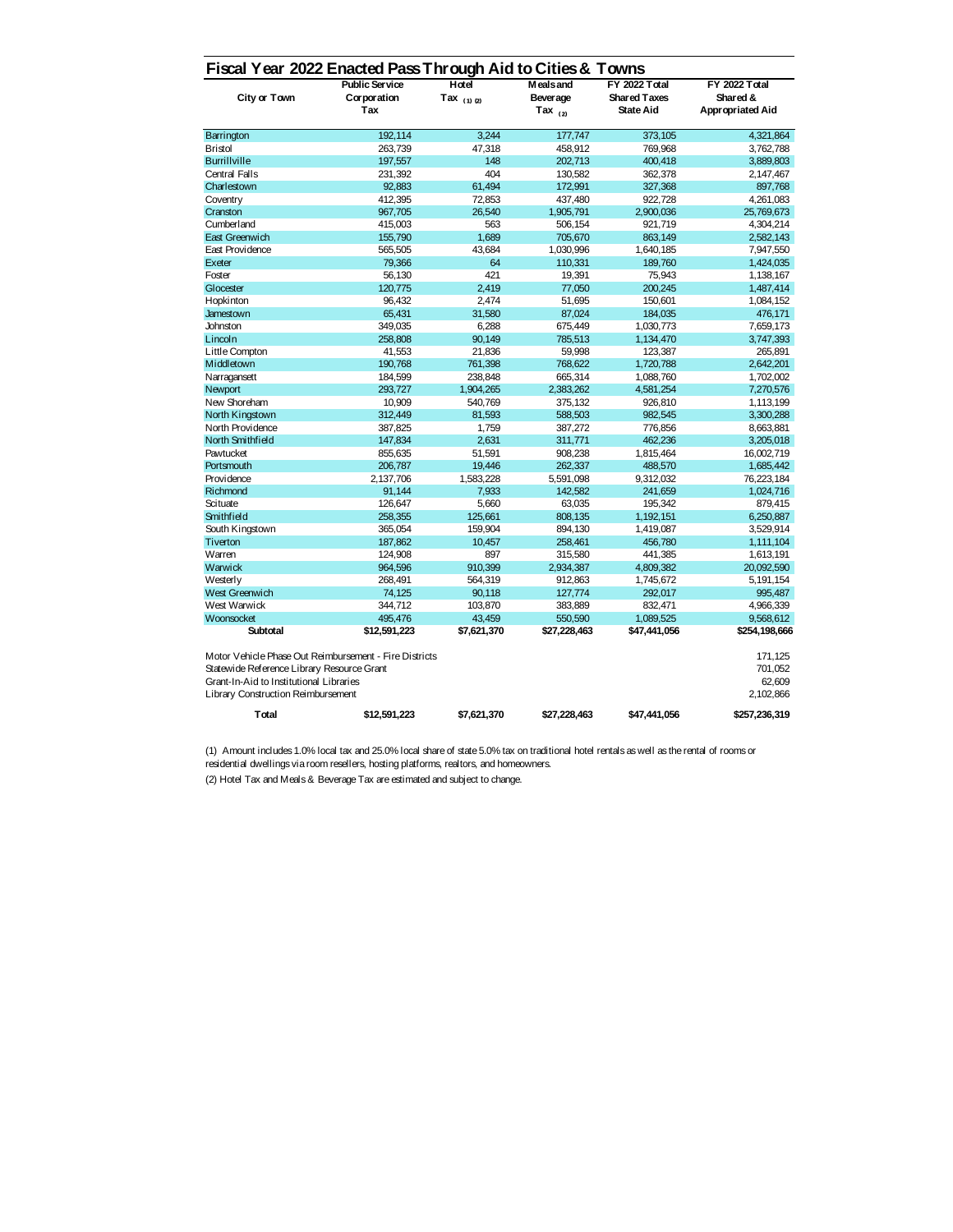## Fiscal Year 2022 Enacted Pass Through Aid to Cities & Towns

| City or Town | Public Service Corporation Tax | Hotel Tax (1) (2) | Meals and Beverage Tax (2) | FY 2022 Total Shared Taxes State Aid | FY 2022 Total Shared & Appropriated Aid |
|---|---|---|---|---|---|
| Barrington | 192,114 | 3,244 | 177,747 | 373,105 | 4,321,864 |
| Bristol | 263,739 | 47,318 | 458,912 | 769,968 | 3,762,788 |
| Burrillville | 197,557 | 148 | 202,713 | 400,418 | 3,889,803 |
| Central Falls | 231,392 | 404 | 130,582 | 362,378 | 2,147,467 |
| Charlestown | 92,883 | 61,494 | 172,991 | 327,368 | 897,768 |
| Coventry | 412,395 | 72,853 | 437,480 | 922,728 | 4,261,083 |
| Cranston | 967,705 | 26,540 | 1,905,791 | 2,900,036 | 25,769,673 |
| Cumberland | 415,003 | 563 | 506,154 | 921,719 | 4,304,214 |
| East Greenwich | 155,790 | 1,689 | 705,670 | 863,149 | 2,582,143 |
| East Providence | 565,505 | 43,684 | 1,030,996 | 1,640,185 | 7,947,550 |
| Exeter | 79,366 | 64 | 110,331 | 189,760 | 1,424,035 |
| Foster | 56,130 | 421 | 19,391 | 75,943 | 1,138,167 |
| Glocester | 120,775 | 2,419 | 77,050 | 200,245 | 1,487,414 |
| Hopkinton | 96,432 | 2,474 | 51,695 | 150,601 | 1,084,152 |
| Jamestown | 65,431 | 31,580 | 87,024 | 184,035 | 476,171 |
| Johnston | 349,035 | 6,288 | 675,449 | 1,030,773 | 7,659,173 |
| Lincoln | 258,808 | 90,149 | 785,513 | 1,134,470 | 3,747,393 |
| Little Compton | 41,553 | 21,836 | 59,998 | 123,387 | 265,891 |
| Middletown | 190,768 | 761,398 | 768,622 | 1,720,788 | 2,642,201 |
| Narragansett | 184,599 | 238,848 | 665,314 | 1,088,760 | 1,702,002 |
| Newport | 293,727 | 1,904,265 | 2,383,262 | 4,581,254 | 7,270,576 |
| New Shoreham | 10,909 | 540,769 | 375,132 | 926,810 | 1,113,199 |
| North Kingstown | 312,449 | 81,593 | 588,503 | 982,545 | 3,300,288 |
| North Providence | 387,825 | 1,759 | 387,272 | 776,856 | 8,663,881 |
| North Smithfield | 147,834 | 2,631 | 311,771 | 462,236 | 3,205,018 |
| Pawtucket | 855,635 | 51,591 | 908,238 | 1,815,464 | 16,002,719 |
| Portsmouth | 206,787 | 19,446 | 262,337 | 488,570 | 1,685,442 |
| Providence | 2,137,706 | 1,583,228 | 5,591,098 | 9,312,032 | 76,223,184 |
| Richmond | 91,144 | 7,933 | 142,582 | 241,659 | 1,024,716 |
| Scituate | 126,647 | 5,660 | 63,035 | 195,342 | 879,415 |
| Smithfield | 258,355 | 125,661 | 808,135 | 1,192,151 | 6,250,887 |
| South Kingstown | 365,054 | 159,904 | 894,130 | 1,419,087 | 3,529,914 |
| Tiverton | 187,862 | 10,457 | 258,461 | 456,780 | 1,111,104 |
| Warren | 124,908 | 897 | 315,580 | 441,385 | 1,613,191 |
| Warwick | 964,596 | 910,399 | 2,934,387 | 4,809,382 | 20,092,590 |
| Westerly | 268,491 | 564,319 | 912,863 | 1,745,672 | 5,191,154 |
| West Greenwich | 74,125 | 90,118 | 127,774 | 292,017 | 995,487 |
| West Warwick | 344,712 | 103,870 | 383,889 | 832,471 | 4,966,339 |
| Woonsocket | 495,476 | 43,459 | 550,590 | 1,089,525 | 9,568,612 |
| **Subtotal** | **$12,591,223** | **$7,621,370** | **$27,228,463** | **$47,441,056** | **$254,198,666** |
| Motor Vehicle Phase Out Reimbursement - Fire Districts | | | | | 171,125 |
| Statewide Reference Library Resource Grant | | | | | 701,052 |
| Grant-In-Aid to Institutional Libraries | | | | | 62,609 |
| Library Construction Reimbursement | | | | | 2,102,866 |
| **Total** | **$12,591,223** | **$7,621,370** | **$27,228,463** | **$47,441,056** | **$257,236,319** |

(1) Amount includes 1.0% local tax and 25.0% local share of state 5.0% tax on traditional hotel rentals as well as the rental of rooms or residential dwellings via room resellers, hosting platforms, realtors, and homeowners.

(2) Hotel Tax and Meals & Beverage Tax are estimated and subject to change.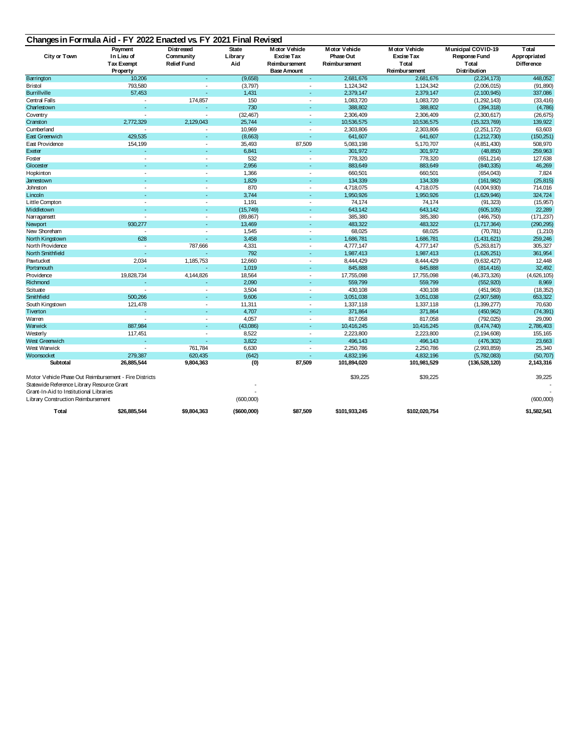## Changes in Formula Aid - FY 2022 Enacted vs. FY 2021 Final Revised

| City or Town | Payment In Lieu of Tax Exempt Property | Distressed Community Relief Fund | State Library Aid | Motor Vehicle Excise Tax Reimbursement Base Amount | Motor Vehicle Phase Out Reimbursement | Motor Vehicle Excise Tax Total Reimbursement | Municipal COVID-19 Response Fund Total Distribution | Total Appropriated Difference |
|---|---|---|---|---|---|---|---|---|
| Barrington | 10,206 | - | (9,658) | - | 2,681,676 | 2,681,676 | (2,234,173) | 448,052 |
| Bristol | 793,580 | - | (3,797) | - | 1,124,342 | 1,124,342 | (2,006,015) | (91,890) |
| Burrillville | 57,453 | - | 1,431 | - | 2,379,147 | 2,379,147 | (2,100,945) | 337,086 |
| Central Falls | - | 174,857 | 150 | - | 1,083,720 | 1,083,720 | (1,292,143) | (33,416) |
| Charlestown | - | - | 730 | - | 388,802 | 388,802 | (394,318) | (4,786) |
| Coventry | - | - | (32,467) | - | 2,306,409 | 2,306,409 | (2,300,617) | (26,675) |
| Cranston | 2,772,329 | 2,129,043 | 25,744 | - | 10,536,575 | 10,536,575 | (15,323,769) | 139,922 |
| Cumberland | - | - | 10,969 | - | 2,303,806 | 2,303,806 | (2,251,172) | 63,603 |
| East Greenwich | 429,535 | - | (8,663) | - | 641,607 | 641,607 | (1,212,730) | (150,251) |
| East Providence | 154,199 | - | 35,493 | 87,509 | 5,083,198 | 5,170,707 | (4,851,430) | 508,970 |
| Exeter | - | - | 6,841 | - | 301,972 | 301,972 | (48,850) | 259,963 |
| Foster | - | - | 532 | - | 778,320 | 778,320 | (651,214) | 127,638 |
| Glocester | - | - | 2,956 | - | 883,649 | 883,649 | (840,335) | 46,269 |
| Hopkinton | - | - | 1,366 | - | 660,501 | 660,501 | (654,043) | 7,824 |
| Jamestown | - | - | 1,829 | - | 134,339 | 134,339 | (161,982) | (25,815) |
| Johnston | - | - | 870 | - | 4,718,075 | 4,718,075 | (4,004,930) | 714,016 |
| Lincoln | - | - | 3,744 | - | 1,950,926 | 1,950,926 | (1,629,946) | 324,724 |
| Little Compton | - | - | 1,191 | - | 74,174 | 74,174 | (91,323) | (15,957) |
| Middletown | - | - | (15,749) | - | 643,142 | 643,142 | (605,105) | 22,289 |
| Narragansett | - | - | (89,867) | - | 385,380 | 385,380 | (466,750) | (171,237) |
| Newport | 930,277 | - | 13,469 | - | 483,322 | 483,322 | (1,717,364) | (290,295) |
| New Shoreham | - | - | 1,545 | - | 68,025 | 68,025 | (70,781) | (1,210) |
| North Kingstown | 628 | - | 3,458 | - | 1,686,781 | 1,686,781 | (1,431,621) | 259,246 |
| North Providence | - | 787,666 | 4,331 | - | 4,777,147 | 4,777,147 | (5,263,817) | 305,327 |
| North Smithfield | - | - | 792 | - | 1,987,413 | 1,987,413 | (1,626,251) | 361,954 |
| Pawtucket | 2,034 | 1,185,753 | 12,660 | - | 8,444,429 | 8,444,429 | (9,632,427) | 12,448 |
| Portsmouth | - | - | 1,019 | - | 845,888 | 845,888 | (814,416) | 32,492 |
| Providence | 19,828,734 | 4,144,826 | 18,564 | - | 17,755,098 | 17,755,098 | (46,373,326) | (4,626,105) |
| Richmond | - | - | 2,090 | - | 559,799 | 559,799 | (552,920) | 8,969 |
| Scituate | - | - | 3,504 | - | 430,108 | 430,108 | (451,963) | (18,352) |
| Smithfield | 500,266 | - | 9,606 | - | 3,051,038 | 3,051,038 | (2,907,589) | 653,322 |
| South Kingstown | 121,478 | - | 11,311 | - | 1,337,118 | 1,337,118 | (1,399,277) | 70,630 |
| Tiverton | - | - | 4,707 | - | 371,864 | 371,864 | (450,962) | (74,391) |
| Warren | - | - | 4,057 | - | 817,058 | 817,058 | (792,025) | 29,090 |
| Warwick | 887,984 | - | (43,086) | - | 10,416,245 | 10,416,245 | (8,474,740) | 2,786,403 |
| Westerly | 117,451 | - | 8,522 | - | 2,223,800 | 2,223,800 | (2,194,608) | 155,165 |
| West Greenwich | - | - | 3,822 | - | 496,143 | 496,143 | (476,302) | 23,663 |
| West Warwick | - | 761,784 | 6,630 | - | 2,250,786 | 2,250,786 | (2,993,859) | 25,340 |
| Woonsocket | 279,387 | 620,435 | (642) | - | 4,832,196 | 4,832,196 | (5,782,083) | (50,707) |
| **Subtotal** | **26,885,544** | **9,804,363** | **(0)** | **87,509** | **101,894,020** | **101,981,529** | **(136,528,120)** | **2,143,316** |
| Motor Vehicle Phase Out Reimbursement - Fire Districts | | | | | $39,225 | $39,225 | | 39,225 |
| Statewide Reference Library Resource Grant | | | - | | | | | - |
| Grant-In-Aid to Institutional Libraries | | | - | | | | | - |
| Library Construction Reimbursement | | | (600,000) | | | | | (600,000) |
| **Total** | **$26,885,544** | **$9,804,363** | **($600,000)** | **$87,509** | **$101,933,245** | **$102,020,754** | | **$1,582,541** |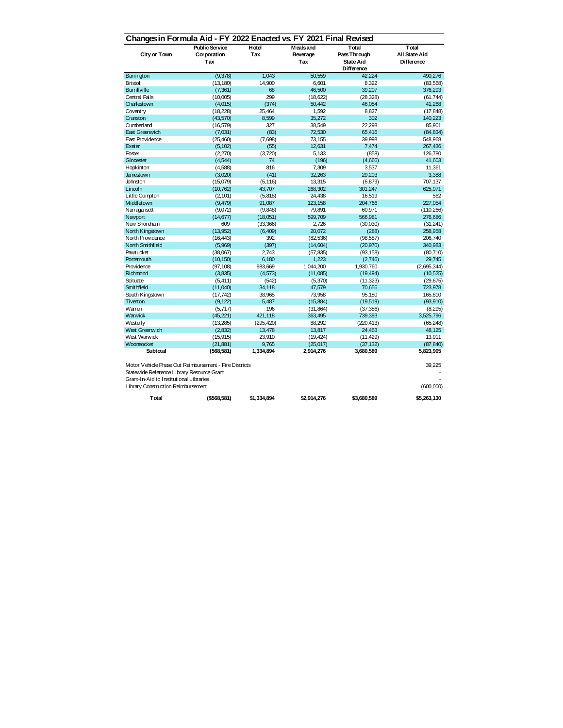## Changes in Formula Aid - FY 2022 Enacted vs. FY 2021 Final Revised

| City or Town | Public Service Corporation Tax | Hotel Tax | Meals and Beverage Tax | Total Pass Through State Aid Difference | Total All State Aid Difference |
|---|---|---|---|---|---|
| Barrington | (9,378) | 1,043 | 50,559 | 42,224 | 490,276 |
| Bristol | (13,180) | 14,900 | 6,601 | 8,322 | (83,568) |
| Burrillville | (7,361) | 68 | 46,500 | 39,207 | 376,293 |
| Central Falls | (10,005) | 299 | (18,622) | (28,328) | (61,744) |
| Charlestown | (4,015) | (374) | 50,442 | 46,054 | 41,268 |
| Coventry | (18,228) | 25,464 | 1,592 | 8,827 | (17,848) |
| Cranston | (43,570) | 8,599 | 35,272 | 302 | 140,223 |
| Cumberland | (16,579) | 327 | 38,549 | 22,298 | 85,901 |
| East Greenwich | (7,031) | (83) | 72,530 | 65,416 | (84,834) |
| East Providence | (25,460) | (7,698) | 73,155 | 39,998 | 548,968 |
| Exeter | (5,102) | (55) | 12,631 | 7,474 | 267,436 |
| Foster | (2,270) | (3,720) | 5,133 | (858) | 126,780 |
| Glocester | (4,544) | 74 | (196) | (4,666) | 41,603 |
| Hopkinton | (4,588) | 816 | 7,309 | 3,537 | 11,361 |
| Jamestown | (3,020) | (41) | 32,263 | 29,203 | 3,388 |
| Johnston | (15,079) | (5,116) | 13,315 | (6,879) | 707,137 |
| Lincoln | (10,762) | 43,707 | 268,302 | 301,247 | 625,971 |
| Little Compton | (2,101) | (5,818) | 24,438 | 16,519 | 562 |
| Middletown | (9,479) | 91,087 | 123,158 | 204,766 | 227,054 |
| Narragansett | (9,072) | (9,848) | 79,891 | 60,971 | (110,266) |
| Newport | (14,677) | (18,051) | 599,709 | 566,981 | 276,686 |
| New Shoreham | 609 | (33,366) | 2,726 | (30,030) | (31,241) |
| North Kingstown | (13,952) | (6,409) | 20,072 | (288) | 258,958 |
| North Providence | (16,443) | 392 | (82,536) | (98,587) | 206,740 |
| North Smithfield | (5,969) | (397) | (14,604) | (20,970) | 340,983 |
| Pawtucket | (38,067) | 2,743 | (57,835) | (93,158) | (80,710) |
| Portsmouth | (10,150) | 6,180 | 1,223 | (2,746) | 29,745 |
| Providence | (97,108) | 983,669 | 1,044,200 | 1,930,760 | (2,695,344) |
| Richmond | (3,835) | (4,573) | (11,085) | (19,494) | (10,525) |
| Scituate | (5,411) | (542) | (5,370) | (11,323) | (29,675) |
| Smithfield | (11,040) | 34,118 | 47,579 | 70,656 | 723,978 |
| South Kingstown | (17,742) | 38,965 | 73,958 | 95,180 | 165,810 |
| Tiverton | (9,122) | 5,487 | (15,884) | (19,519) | (93,910) |
| Warren | (5,717) | 196 | (31,864) | (37,386) | (8,295) |
| Warwick | (45,221) | 421,118 | 363,495 | 739,393 | 3,525,796 |
| Westerly | (13,285) | (295,420) | 88,292 | (220,413) | (65,248) |
| West Greenwich | (2,832) | 13,478 | 13,817 | 24,463 | 48,125 |
| West Warwick | (15,915) | 23,910 | (19,424) | (11,429) | 13,911 |
| Woonsocket | (21,881) | 9,765 | (25,017) | (37,132) | (87,840) |
| **Subtotal** | **(568,581)** | **1,334,894** | **2,914,276** | **3,680,589** | **5,823,905** |
| Motor Vehicle Phase Out Reimbursement - Fire Districts | | | | | 39,225 |
| Statewide Reference Library Resource Grant | | | | | - |
| Grant-In-Aid to Institutional Libraries | | | | | - |
| Library Construction Reimbursement | | | | | (600,000) |
| **Total** | **($568,581)** | **$1,334,894** | **$2,914,276** | **$3,680,589** | **$5,263,130** |